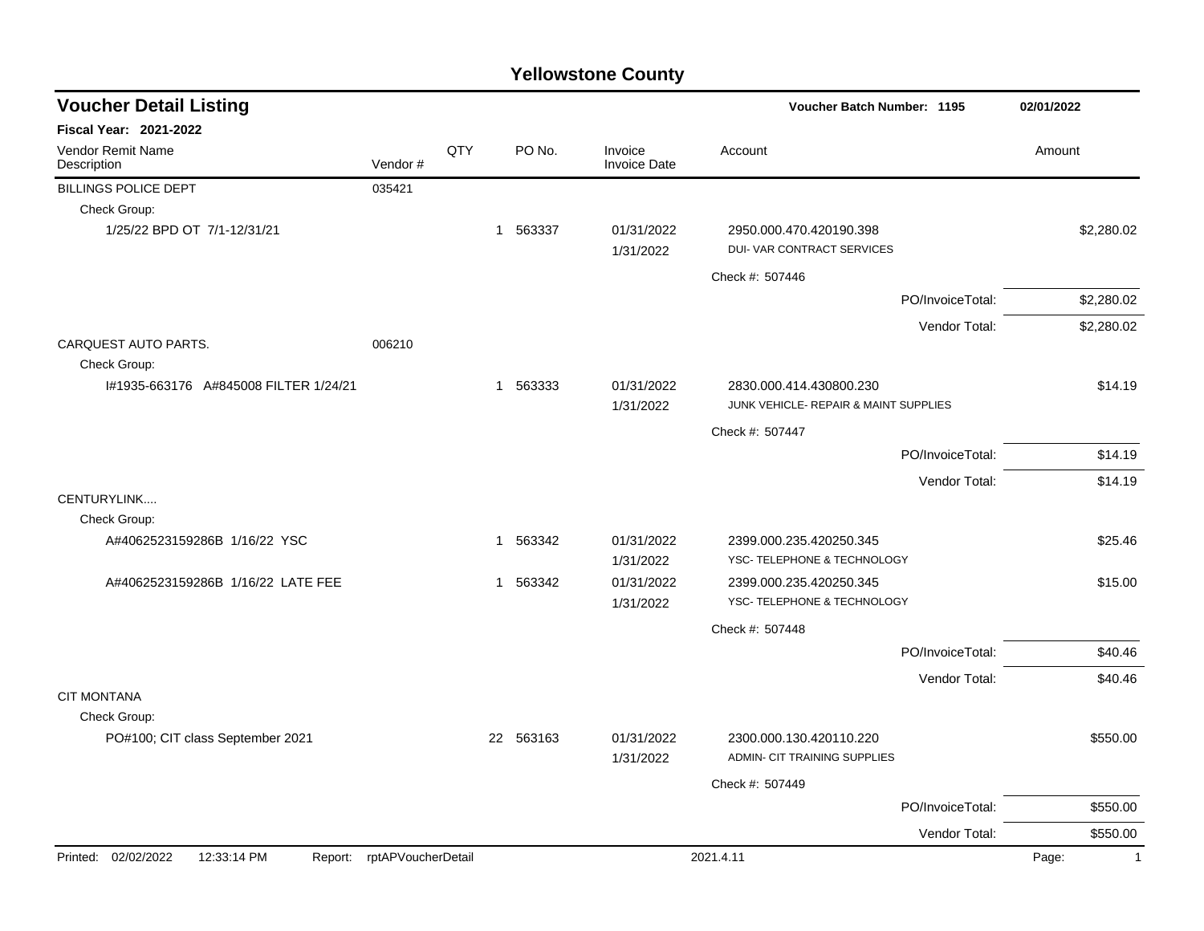# Yellowstone County

## Voucher Detail Listing

**Voucher Batch Number: 1195** **02/01/2022**

**Fiscal Year: 2021-2022**

| Vendor Remit Name / Description | Vendor # | QTY | PO No. | Invoice / Invoice Date | Account | Amount |
|---|---|---|---|---|---|---|
| BILLINGS POLICE DEPT | 035421 | | | | | |
| Check Group: | | | | | | |
| 1/25/22 BPD OT 7/1-12/31/21 | | 1 | 563337 | 01/31/2022<br>1/31/2022 | 2950.000.470.420190.398<br>DUI- VAR CONTRACT SERVICES | $2,280.02 |
| | | | | | Check #: 507446 | |
| | | | | | PO/InvoiceTotal: | $2,280.02 |
| | | | | | Vendor Total: | $2,280.02 |
| CARQUEST AUTO PARTS. | 006210 | | | | | |
| Check Group: | | | | | | |
| I#1935-663176 A#845008 FILTER 1/24/21 | | 1 | 563333 | 01/31/2022<br>1/31/2022 | 2830.000.414.430800.230<br>JUNK VEHICLE- REPAIR & MAINT SUPPLIES | $14.19 |
| | | | | | Check #: 507447 | |
| | | | | | PO/InvoiceTotal: | $14.19 |
| | | | | | Vendor Total: | $14.19 |
| CENTURYLINK.... | | | | | | |
| Check Group: | | | | | | |
| A#4062523159286B 1/16/22 YSC | | 1 | 563342 | 01/31/2022<br>1/31/2022 | 2399.000.235.420250.345<br>YSC- TELEPHONE & TECHNOLOGY | $25.46 |
| A#4062523159286B 1/16/22 LATE FEE | | 1 | 563342 | 01/31/2022<br>1/31/2022 | 2399.000.235.420250.345<br>YSC- TELEPHONE & TECHNOLOGY | $15.00 |
| | | | | | Check #: 507448 | |
| | | | | | PO/InvoiceTotal: | $40.46 |
| | | | | | Vendor Total: | $40.46 |
| CIT MONTANA | | | | | | |
| Check Group: | | | | | | |
| PO#100; CIT class September 2021 | | 22 | 563163 | 01/31/2022<br>1/31/2022 | 2300.000.130.420110.220<br>ADMIN- CIT TRAINING SUPPLIES | $550.00 |
| | | | | | Check #: 507449 | |
| | | | | | PO/InvoiceTotal: | $550.00 |
| | | | | | Vendor Total: | $550.00 |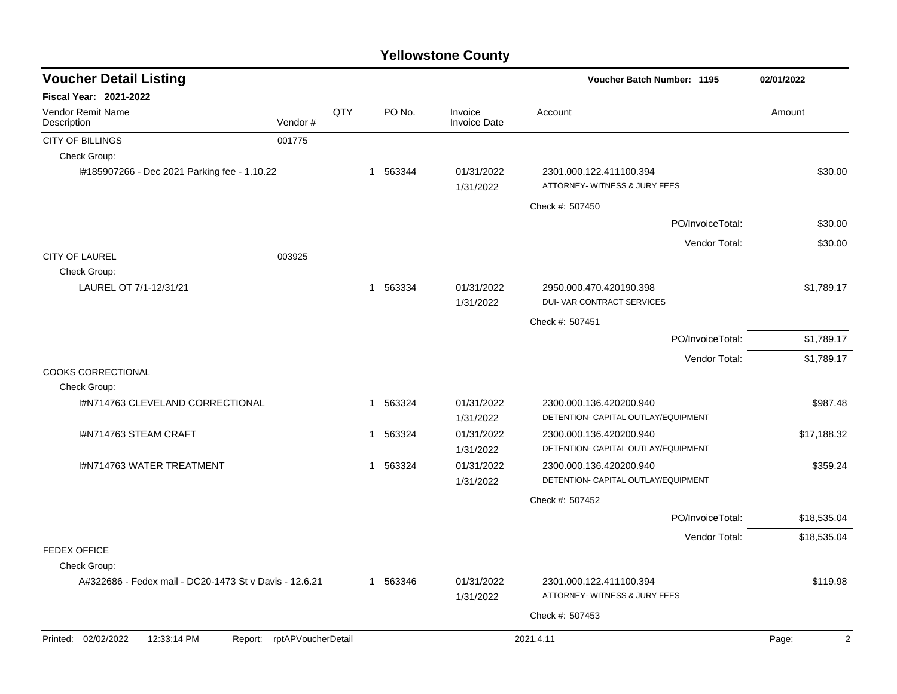# Yellowstone County

## Voucher Detail Listing

**Voucher Batch Number: 1195** | **02/01/2022**

**Fiscal Year: 2021-2022**

| Vendor Remit Name / Description | Vendor # | QTY | PO No. | Invoice / Invoice Date | Account | Amount |
|---|---|---|---|---|---|---|
| CITY OF BILLINGS | 001775 | | | | | |
| Check Group: | | | | | | |
| I#185907266 - Dec 2021 Parking fee - 1.10.22 | | 1 | 563344 | 01/31/2022<br>1/31/2022 | 2301.000.122.411100.394<br>ATTORNEY- WITNESS & JURY FEES | $30.00 |
| | | | | | Check #: 507450 | |
| | | | | | PO/InvoiceTotal: | $30.00 |
| | | | | | Vendor Total: | $30.00 |
| CITY OF LAUREL | 003925 | | | | | |
| Check Group: | | | | | | |
| LAUREL OT 7/1-12/31/21 | | 1 | 563334 | 01/31/2022<br>1/31/2022 | 2950.000.470.420190.398<br>DUI- VAR CONTRACT SERVICES | $1,789.17 |
| | | | | | Check #: 507451 | |
| | | | | | PO/InvoiceTotal: | $1,789.17 |
| | | | | | Vendor Total: | $1,789.17 |
| COOKS CORRECTIONAL | | | | | | |
| Check Group: | | | | | | |
| I#N714763 CLEVELAND CORRECTIONAL | | 1 | 563324 | 01/31/2022<br>1/31/2022 | 2300.000.136.420200.940<br>DETENTION- CAPITAL OUTLAY/EQUIPMENT | $987.48 |
| I#N714763 STEAM CRAFT | | 1 | 563324 | 01/31/2022<br>1/31/2022 | 2300.000.136.420200.940<br>DETENTION- CAPITAL OUTLAY/EQUIPMENT | $17,188.32 |
| I#N714763 WATER TREATMENT | | 1 | 563324 | 01/31/2022<br>1/31/2022 | 2300.000.136.420200.940<br>DETENTION- CAPITAL OUTLAY/EQUIPMENT | $359.24 |
| | | | | | Check #: 507452 | |
| | | | | | PO/InvoiceTotal: | $18,535.04 |
| | | | | | Vendor Total: | $18,535.04 |
| FEDEX OFFICE | | | | | | |
| Check Group: | | | | | | |
| A#322686 - Fedex mail - DC20-1473 St v Davis - 12.6.21 | | 1 | 563346 | 01/31/2022<br>1/31/2022 | 2301.000.122.411100.394<br>ATTORNEY- WITNESS & JURY FEES | $119.98 |
| | | | | | Check #: 507453 | |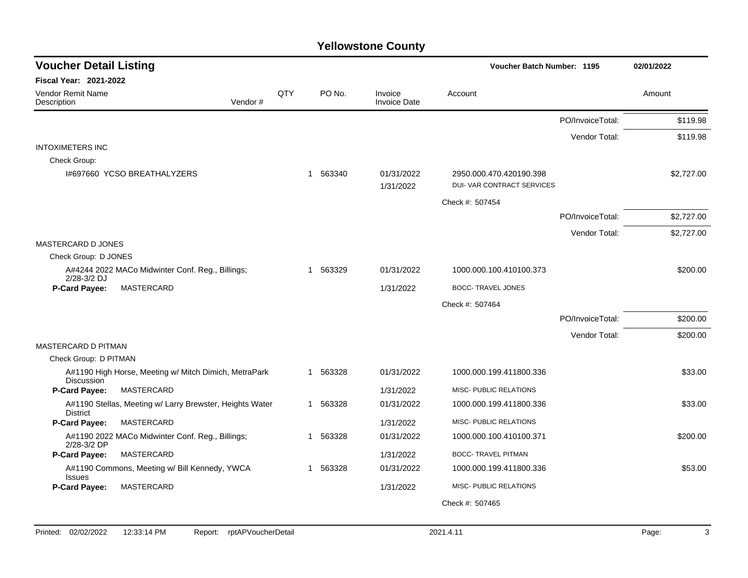# Yellowstone County

## Voucher Detail Listing

**Voucher Batch Number: 1195** — 02/01/2022

**Fiscal Year: 2021-2022**

| Vendor Remit Name / Description | Vendor # | QTY | PO No. | Invoice / Invoice Date | Account | Amount |
|---|---|---|---|---|---|---|
| | | | | | PO/InvoiceTotal: | $119.98 |
| | | | | | Vendor Total: | $119.98 |
| **INTOXIMETERS INC** | | | | | | |
| Check Group: | | | | | | |
| I#697660 YCSO BREATHALYZERS | | 1 | 563340 | 01/31/2022 / 1/31/2022 | 2950.000.470.420190.398 DUI- VAR CONTRACT SERVICES | $2,727.00 |
| | | | | | Check #: 507454 | |
| | | | | | PO/InvoiceTotal: | $2,727.00 |
| | | | | | Vendor Total: | $2,727.00 |
| **MASTERCARD D JONES** | | | | | | |
| Check Group: D JONES | | | | | | |
| A#4244 2022 MACo Midwinter Conf. Reg., Billings; 2/28-3/2 DJ | | 1 | 563329 | 01/31/2022 | 1000.000.100.410100.373 | $200.00 |
| **P-Card Payee:** MASTERCARD | | | | 1/31/2022 | BOCC- TRAVEL JONES | |
| | | | | | Check #: 507464 | |
| | | | | | PO/InvoiceTotal: | $200.00 |
| | | | | | Vendor Total: | $200.00 |
| **MASTERCARD D PITMAN** | | | | | | |
| Check Group: D PITMAN | | | | | | |
| A#1190 High Horse, Meeting w/ Mitch Dimich, MetraPark Discussion | | 1 | 563328 | 01/31/2022 | 1000.000.199.411800.336 | $33.00 |
| **P-Card Payee:** MASTERCARD | | | | 1/31/2022 | MISC- PUBLIC RELATIONS | |
| A#1190 Stellas, Meeting w/ Larry Brewster, Heights Water District | | 1 | 563328 | 01/31/2022 | 1000.000.199.411800.336 | $33.00 |
| **P-Card Payee:** MASTERCARD | | | | 1/31/2022 | MISC- PUBLIC RELATIONS | |
| A#1190 2022 MACo Midwinter Conf. Reg., Billings; 2/28-3/2 DP | | 1 | 563328 | 01/31/2022 | 1000.000.100.410100.371 | $200.00 |
| **P-Card Payee:** MASTERCARD | | | | 1/31/2022 | BOCC- TRAVEL PITMAN | |
| A#1190 Commons, Meeting w/ Bill Kennedy, YWCA Issues | | 1 | 563328 | 01/31/2022 | 1000.000.199.411800.336 | $53.00 |
| **P-Card Payee:** MASTERCARD | | | | 1/31/2022 | MISC- PUBLIC RELATIONS | |
| | | | | | Check #: 507465 | |

Printed: 02/02/2022 12:33:14 PM Report: rptAPVoucherDetail 2021.4.11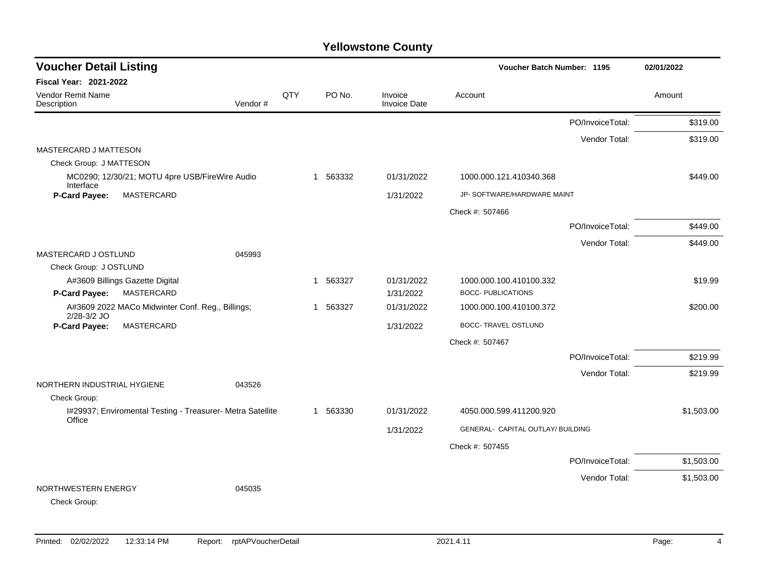# Yellowstone County

## Voucher Detail Listing

**Voucher Batch Number: 1195** 02/01/2022

**Fiscal Year: 2021-2022**

| Vendor Remit Name / Description | Vendor # | QTY | PO No. | Invoice / Invoice Date | Account | Amount |
|---|---|---|---|---|---|---|
| | | | | | PO/InvoiceTotal: | $319.00 |
| | | | | | Vendor Total: | $319.00 |
| MASTERCARD J MATTESON | | | | | | |
| Check Group: J MATTESON | | | | | | |
| MC0290; 12/30/21; MOTU 4pre USB/FireWire Audio Interface | | 1 | 563332 | 01/31/2022 | 1000.000.121.410340.368 | $449.00 |
| **P-Card Payee:** MASTERCARD | | | | 1/31/2022 | JP- SOFTWARE/HARDWARE MAINT | |
| | | | | | Check #: 507466 | |
| | | | | | PO/InvoiceTotal: | $449.00 |
| | | | | | Vendor Total: | $449.00 |
| MASTERCARD J OSTLUND | 045993 | | | | | |
| Check Group: J OSTLUND | | | | | | |
| A#3609 Billings Gazette Digital | | 1 | 563327 | 01/31/2022 | 1000.000.100.410100.332 | $19.99 |
| **P-Card Payee:** MASTERCARD | | | | 1/31/2022 | BOCC- PUBLICATIONS | |
| A#3609 2022 MACo Midwinter Conf. Reg., Billings; 2/28-3/2 JO | | 1 | 563327 | 01/31/2022 | 1000.000.100.410100.372 | $200.00 |
| **P-Card Payee:** MASTERCARD | | | | 1/31/2022 | BOCC- TRAVEL OSTLUND | |
| | | | | | Check #: 507467 | |
| | | | | | PO/InvoiceTotal: | $219.99 |
| | | | | | Vendor Total: | $219.99 |
| NORTHERN INDUSTRIAL HYGIENE | 043526 | | | | | |
| Check Group: | | | | | | |
| I#29937; Enviromental Testing - Treasurer- Metra Satellite Office | | 1 | 563330 | 01/31/2022 | 4050.000.599.411200.920 | $1,503.00 |
| | | | | 1/31/2022 | GENERAL- CAPITAL OUTLAY/ BUILDING | |
| | | | | | Check #: 507455 | |
| | | | | | PO/InvoiceTotal: | $1,503.00 |
| | | | | | Vendor Total: | $1,503.00 |
| NORTHWESTERN ENERGY | 045035 | | | | | |
| Check Group: | | | | | | |

Printed: 02/02/2022 12:33:14 PM Report: rptAPVoucherDetail 2021.4.11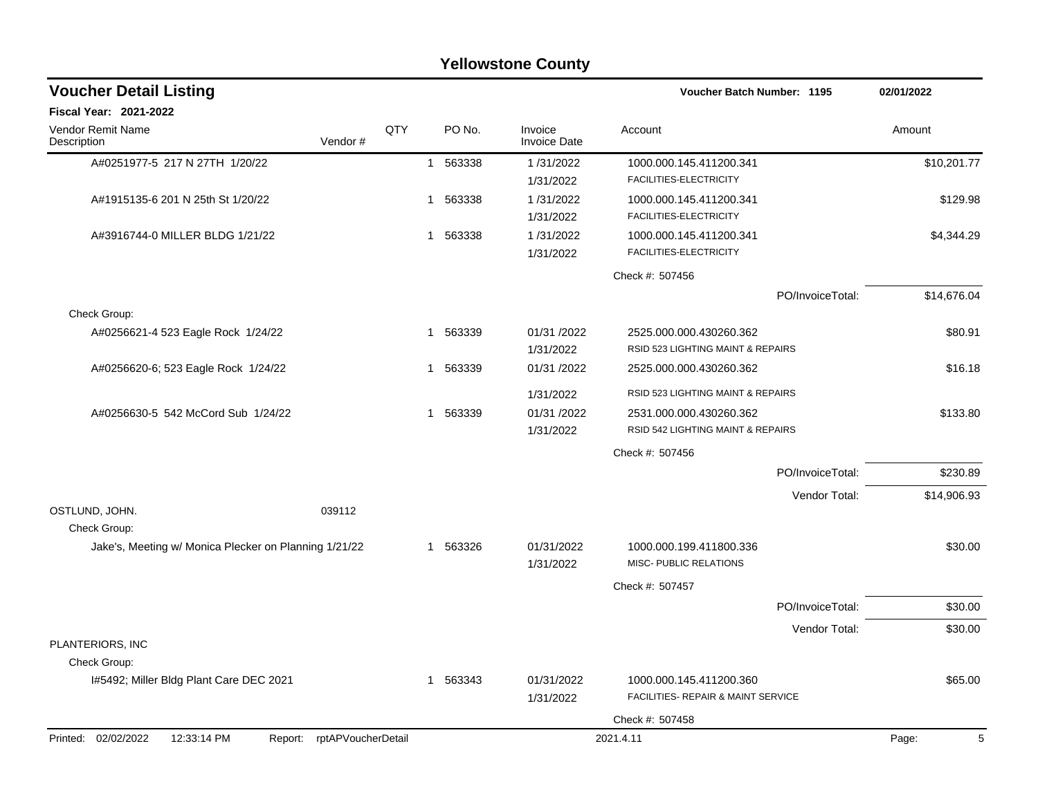# Yellowstone County

## Voucher Detail Listing

**Voucher Batch Number: 1195** — **02/01/2022**

**Fiscal Year: 2021-2022**

| Vendor Remit Name / Description | Vendor # | QTY | PO No. | Invoice / Invoice Date | Account | Amount |
|---|---|---|---|---|---|---|
| A#0251977-5 217 N 27TH 1/20/22 | | 1 | 563338 | 1 /31/2022<br>1/31/2022 | 1000.000.145.411200.341<br>FACILITIES-ELECTRICITY | $10,201.77 |
| A#1915135-6 201 N 25th St 1/20/22 | | 1 | 563338 | 1 /31/2022<br>1/31/2022 | 1000.000.145.411200.341<br>FACILITIES-ELECTRICITY | $129.98 |
| A#3916744-0 MILLER BLDG 1/21/22 | | 1 | 563338 | 1 /31/2022<br>1/31/2022 | 1000.000.145.411200.341<br>FACILITIES-ELECTRICITY | $4,344.29 |
| | | | | | Check #: 507456 | |
| | | | | | PO/InvoiceTotal: | $14,676.04 |
| Check Group: | | | | | | |
| A#0256621-4 523 Eagle Rock 1/24/22 | | 1 | 563339 | 01/31 /2022<br>1/31/2022 | 2525.000.000.430260.362<br>RSID 523 LIGHTING MAINT & REPAIRS | $80.91 |
| A#0256620-6; 523 Eagle Rock 1/24/22 | | 1 | 563339 | 01/31 /2022<br>1/31/2022 | 2525.000.000.430260.362<br>RSID 523 LIGHTING MAINT & REPAIRS | $16.18 |
| A#0256630-5 542 McCord Sub 1/24/22 | | 1 | 563339 | 01/31 /2022<br>1/31/2022 | 2531.000.000.430260.362<br>RSID 542 LIGHTING MAINT & REPAIRS | $133.80 |
| | | | | | Check #: 507456 | |
| | | | | | PO/InvoiceTotal: | $230.89 |
| | | | | | Vendor Total: | $14,906.93 |
| OSTLUND, JOHN. | 039112 | | | | | |
| Check Group: | | | | | | |
| Jake's, Meeting w/ Monica Plecker on Planning 1/21/22 | | 1 | 563326 | 01/31/2022<br>1/31/2022 | 1000.000.199.411800.336<br>MISC- PUBLIC RELATIONS | $30.00 |
| | | | | | Check #: 507457 | |
| | | | | | PO/InvoiceTotal: | $30.00 |
| | | | | | Vendor Total: | $30.00 |
| PLANTERIORS, INC | | | | | | |
| Check Group: | | | | | | |
| I#5492; Miller Bldg Plant Care DEC 2021 | | 1 | 563343 | 01/31/2022<br>1/31/2022 | 1000.000.145.411200.360<br>FACILITIES- REPAIR & MAINT SERVICE | $65.00 |
| | | | | | Check #: 507458 | |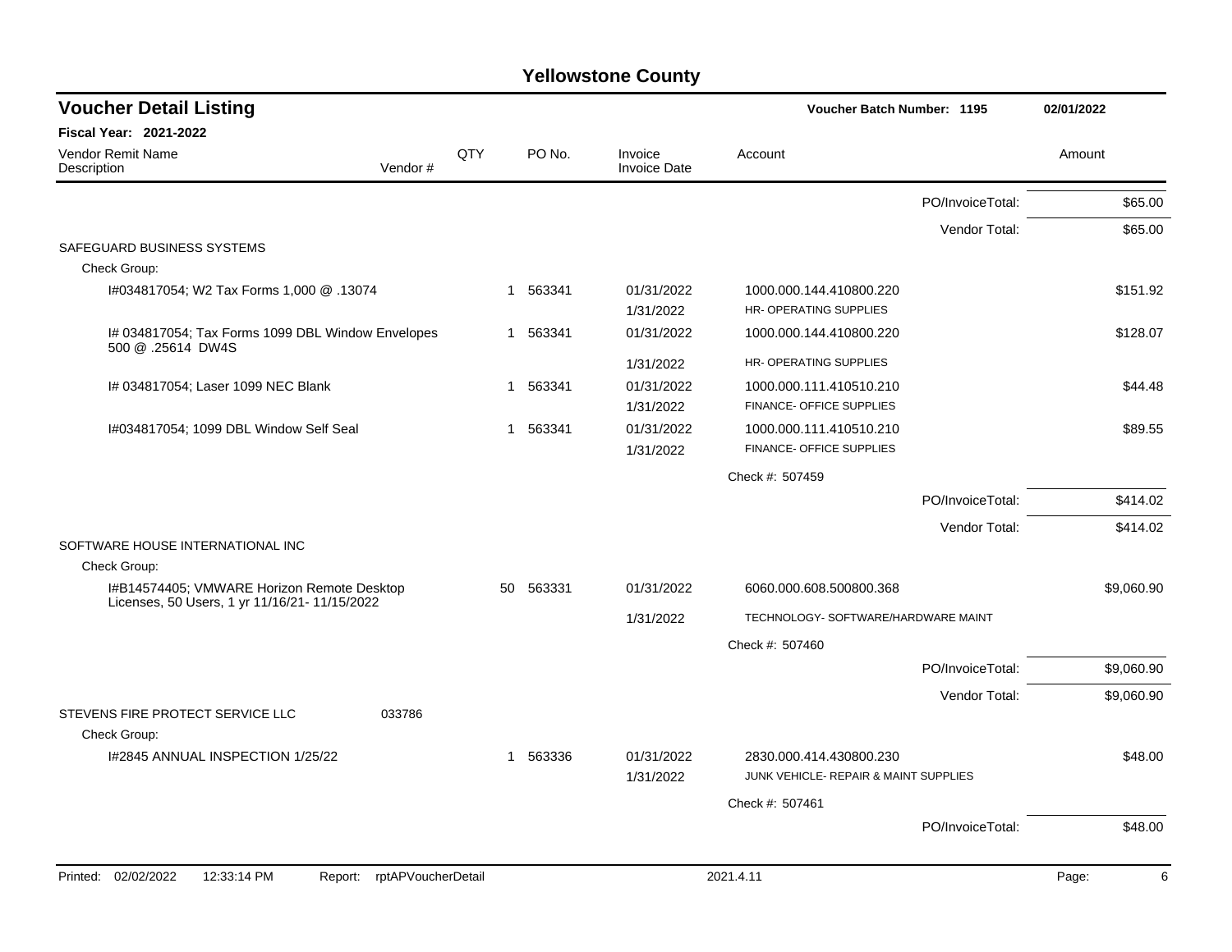# Yellowstone County

## Voucher Detail Listing

**Voucher Batch Number: 1195** — 02/01/2022

**Fiscal Year: 2021-2022**

| Vendor Remit Name / Description | Vendor # | QTY | PO No. | Invoice / Invoice Date | Account | Amount |
|---|---|---|---|---|---|---|
| | | | | | PO/InvoiceTotal: | $65.00 |
| | | | | | Vendor Total: | $65.00 |
| SAFEGUARD BUSINESS SYSTEMS | | | | | | |
| Check Group: | | | | | | |
| I#034817054; W2 Tax Forms 1,000 @ .13074 | | 1 | 563341 | 01/31/2022<br>1/31/2022 | 1000.000.144.410800.220<br>HR- OPERATING SUPPLIES | $151.92 |
| I# 034817054; Tax Forms 1099 DBL Window Envelopes 500 @ .25614 DW4S | | 1 | 563341 | 01/31/2022<br>1/31/2022 | 1000.000.144.410800.220<br>HR- OPERATING SUPPLIES | $128.07 |
| I# 034817054; Laser 1099 NEC Blank | | 1 | 563341 | 01/31/2022<br>1/31/2022 | 1000.000.111.410510.210<br>FINANCE- OFFICE SUPPLIES | $44.48 |
| I#034817054; 1099 DBL Window Self Seal | | 1 | 563341 | 01/31/2022<br>1/31/2022 | 1000.000.111.410510.210<br>FINANCE- OFFICE SUPPLIES | $89.55 |
| | | | | | Check #: 507459 | |
| | | | | | PO/InvoiceTotal: | $414.02 |
| | | | | | Vendor Total: | $414.02 |
| SOFTWARE HOUSE INTERNATIONAL INC | | | | | | |
| Check Group: | | | | | | |
| I#B14574405; VMWARE Horizon Remote Desktop Licenses, 50 Users, 1 yr 11/16/21- 11/15/2022 | | 50 | 563331 | 01/31/2022<br>1/31/2022 | 6060.000.608.500800.368<br>TECHNOLOGY- SOFTWARE/HARDWARE MAINT | $9,060.90 |
| | | | | | Check #: 507460 | |
| | | | | | PO/InvoiceTotal: | $9,060.90 |
| | | | | | Vendor Total: | $9,060.90 |
| STEVENS FIRE PROTECT SERVICE LLC | 033786 | | | | | |
| Check Group: | | | | | | |
| I#2845 ANNUAL INSPECTION 1/25/22 | | 1 | 563336 | 01/31/2022<br>1/31/2022 | 2830.000.414.430800.230<br>JUNK VEHICLE- REPAIR & MAINT SUPPLIES | $48.00 |
| | | | | | Check #: 507461 | |
| | | | | | PO/InvoiceTotal: | $48.00 |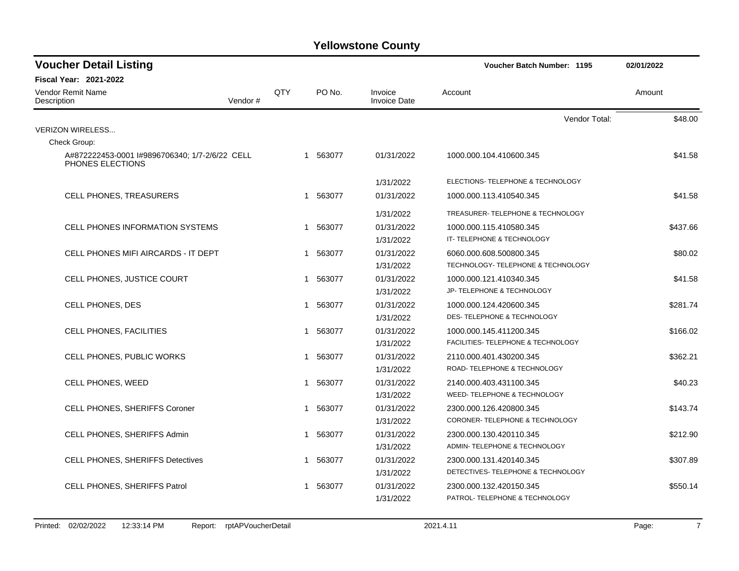# Yellowstone County

## Voucher Detail Listing

**Voucher Batch Number: 1195** — 02/01/2022

**Fiscal Year: 2021-2022**

| Vendor Remit Name / Description | Vendor # | QTY | PO No. | Invoice / Invoice Date | Account | Amount |
|---|---|---|---|---|---|---|
| | | | | | Vendor Total: | $48.00 |
| VERIZON WIRELESS... | | | | | | |
| Check Group: | | | | | | |
| A#872222453-0001 I#9896706340; 1/7-2/6/22 CELL PHONES ELECTIONS | | 1 | 563077 | 01/31/2022 / 1/31/2022 | 1000.000.104.410600.345 ELECTIONS- TELEPHONE & TECHNOLOGY | $41.58 |
| CELL PHONES, TREASURERS | | 1 | 563077 | 01/31/2022 / 1/31/2022 | 1000.000.113.410540.345 TREASURER- TELEPHONE & TECHNOLOGY | $41.58 |
| CELL PHONES INFORMATION SYSTEMS | | 1 | 563077 | 01/31/2022 / 1/31/2022 | 1000.000.115.410580.345 IT- TELEPHONE & TECHNOLOGY | $437.66 |
| CELL PHONES MIFI AIRCARDS - IT DEPT | | 1 | 563077 | 01/31/2022 / 1/31/2022 | 6060.000.608.500800.345 TECHNOLOGY- TELEPHONE & TECHNOLOGY | $80.02 |
| CELL PHONES, JUSTICE COURT | | 1 | 563077 | 01/31/2022 / 1/31/2022 | 1000.000.121.410340.345 JP- TELEPHONE & TECHNOLOGY | $41.58 |
| CELL PHONES, DES | | 1 | 563077 | 01/31/2022 / 1/31/2022 | 1000.000.124.420600.345 DES- TELEPHONE & TECHNOLOGY | $281.74 |
| CELL PHONES, FACILITIES | | 1 | 563077 | 01/31/2022 / 1/31/2022 | 1000.000.145.411200.345 FACILITIES- TELEPHONE & TECHNOLOGY | $166.02 |
| CELL PHONES, PUBLIC WORKS | | 1 | 563077 | 01/31/2022 / 1/31/2022 | 2110.000.401.430200.345 ROAD- TELEPHONE & TECHNOLOGY | $362.21 |
| CELL PHONES, WEED | | 1 | 563077 | 01/31/2022 / 1/31/2022 | 2140.000.403.431100.345 WEED- TELEPHONE & TECHNOLOGY | $40.23 |
| CELL PHONES, SHERIFFS Coroner | | 1 | 563077 | 01/31/2022 / 1/31/2022 | 2300.000.126.420800.345 CORONER- TELEPHONE & TECHNOLOGY | $143.74 |
| CELL PHONES, SHERIFFS Admin | | 1 | 563077 | 01/31/2022 / 1/31/2022 | 2300.000.130.420110.345 ADMIN- TELEPHONE & TECHNOLOGY | $212.90 |
| CELL PHONES, SHERIFFS Detectives | | 1 | 563077 | 01/31/2022 / 1/31/2022 | 2300.000.131.420140.345 DETECTIVES- TELEPHONE & TECHNOLOGY | $307.89 |
| CELL PHONES, SHERIFFS Patrol | | 1 | 563077 | 01/31/2022 / 1/31/2022 | 2300.000.132.420150.345 PATROL- TELEPHONE & TECHNOLOGY | $550.14 |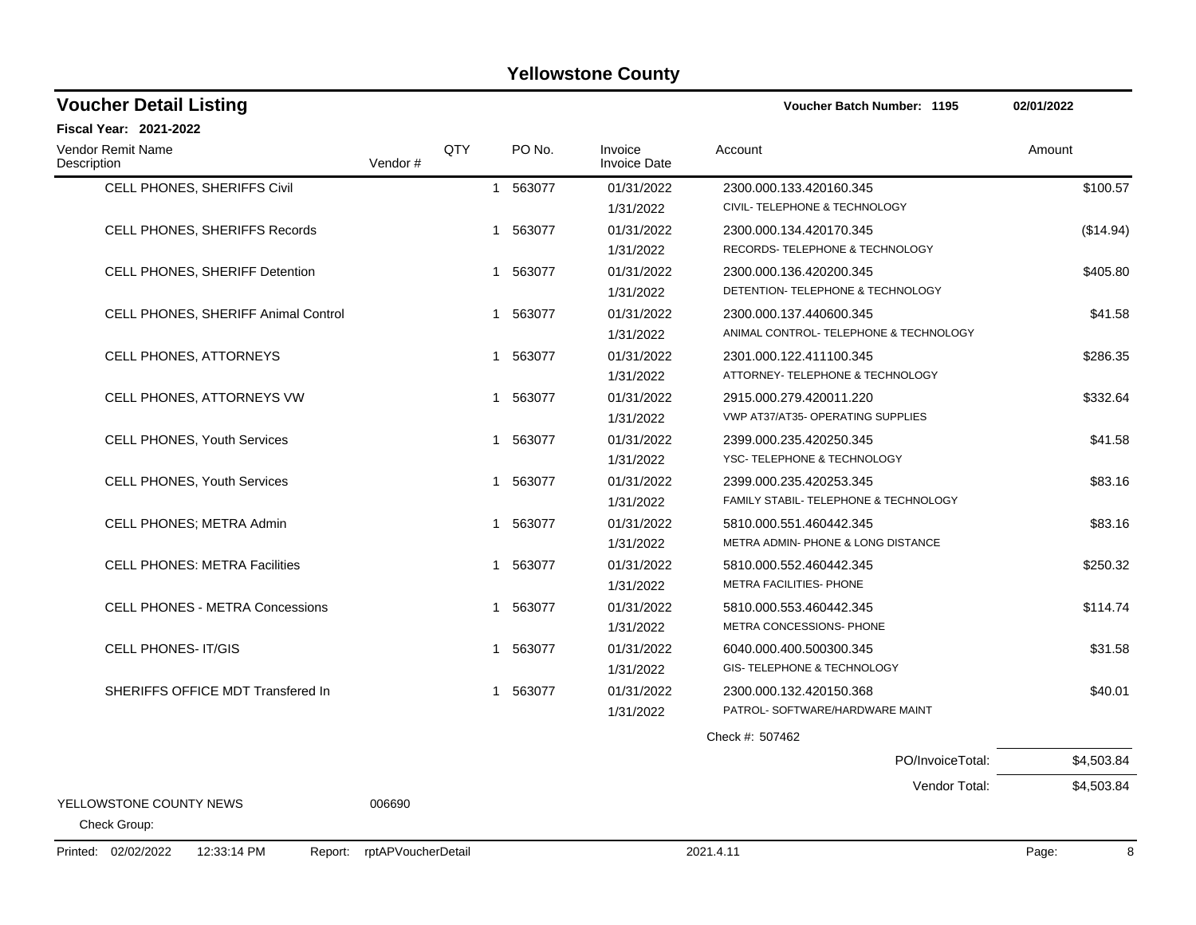# Yellowstone County

## Voucher Detail Listing

**Voucher Batch Number: 1195** 02/01/2022

**Fiscal Year: 2021-2022**

| Vendor Remit Name / Description | Vendor # | QTY | PO No. | Invoice / Invoice Date | Account | Amount |
|---|---|---|---|---|---|---|
| CELL PHONES, SHERIFFS Civil | | 1 | 563077 | 01/31/2022 / 1/31/2022 | 2300.000.133.420160.345 / CIVIL- TELEPHONE & TECHNOLOGY | $100.57 |
| CELL PHONES, SHERIFFS Records | | 1 | 563077 | 01/31/2022 / 1/31/2022 | 2300.000.134.420170.345 / RECORDS- TELEPHONE & TECHNOLOGY | ($14.94) |
| CELL PHONES, SHERIFF Detention | | 1 | 563077 | 01/31/2022 / 1/31/2022 | 2300.000.136.420200.345 / DETENTION- TELEPHONE & TECHNOLOGY | $405.80 |
| CELL PHONES, SHERIFF Animal Control | | 1 | 563077 | 01/31/2022 / 1/31/2022 | 2300.000.137.440600.345 / ANIMAL CONTROL- TELEPHONE & TECHNOLOGY | $41.58 |
| CELL PHONES, ATTORNEYS | | 1 | 563077 | 01/31/2022 / 1/31/2022 | 2301.000.122.411100.345 / ATTORNEY- TELEPHONE & TECHNOLOGY | $286.35 |
| CELL PHONES, ATTORNEYS VW | | 1 | 563077 | 01/31/2022 / 1/31/2022 | 2915.000.279.420011.220 / VWP AT37/AT35- OPERATING SUPPLIES | $332.64 |
| CELL PHONES, Youth Services | | 1 | 563077 | 01/31/2022 / 1/31/2022 | 2399.000.235.420250.345 / YSC- TELEPHONE & TECHNOLOGY | $41.58 |
| CELL PHONES, Youth Services | | 1 | 563077 | 01/31/2022 / 1/31/2022 | 2399.000.235.420253.345 / FAMILY STABIL- TELEPHONE & TECHNOLOGY | $83.16 |
| CELL PHONES; METRA Admin | | 1 | 563077 | 01/31/2022 / 1/31/2022 | 5810.000.551.460442.345 / METRA ADMIN- PHONE & LONG DISTANCE | $83.16 |
| CELL PHONES: METRA Facilities | | 1 | 563077 | 01/31/2022 / 1/31/2022 | 5810.000.552.460442.345 / METRA FACILITIES- PHONE | $250.32 |
| CELL PHONES - METRA Concessions | | 1 | 563077 | 01/31/2022 / 1/31/2022 | 5810.000.553.460442.345 / METRA CONCESSIONS- PHONE | $114.74 |
| CELL PHONES- IT/GIS | | 1 | 563077 | 01/31/2022 / 1/31/2022 | 6040.000.400.500300.345 / GIS- TELEPHONE & TECHNOLOGY | $31.58 |
| SHERIFFS OFFICE MDT Transfered In | | 1 | 563077 | 01/31/2022 / 1/31/2022 | 2300.000.132.420150.368 / PATROL- SOFTWARE/HARDWARE MAINT | $40.01 |
| | | | | | Check #: 507462 | |
| | | | | | PO/InvoiceTotal: | $4,503.84 |
| | | | | | Vendor Total: | $4,503.84 |
| YELLOWSTONE COUNTY NEWS | 006690 | | | | | |
| Check Group: | | | | | | |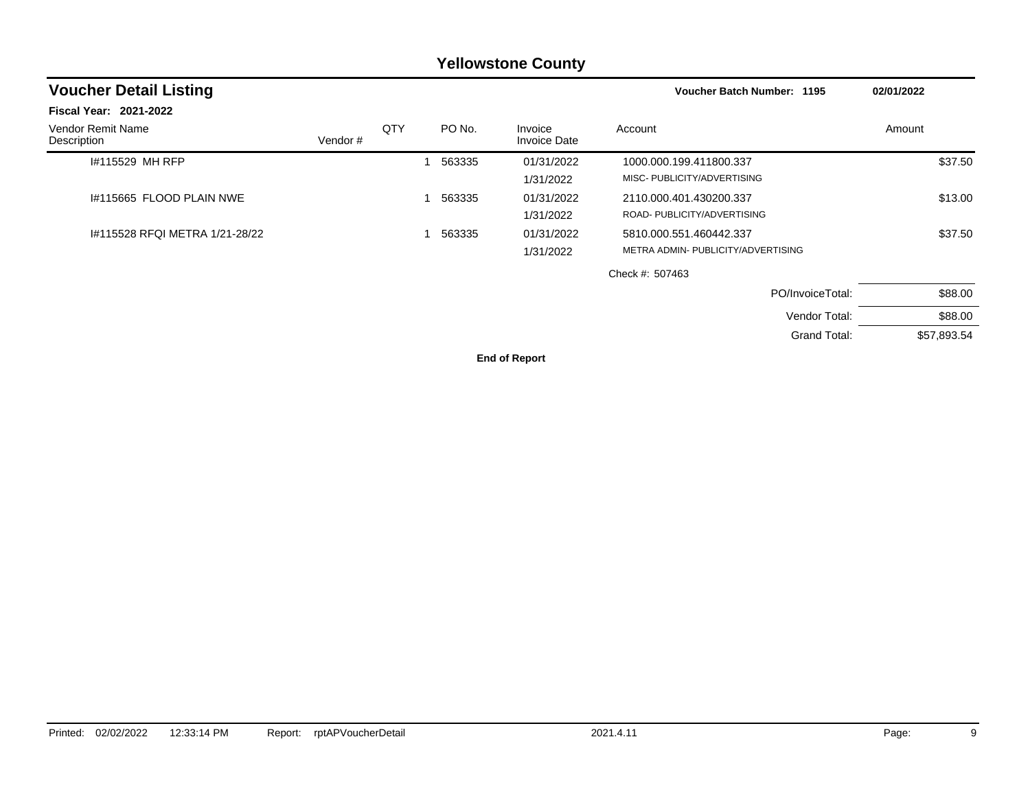# Yellowstone County

## Voucher Detail Listing

**Voucher Batch Number: 1195** **02/01/2022**

**Fiscal Year: 2021-2022**

| Vendor Remit Name / Description | Vendor # | QTY | PO No. | Invoice / Invoice Date | Account | Amount |
|---|---|---|---|---|---|---|
| I#115529 MH RFP | | 1 | 563335 | 01/31/2022<br>1/31/2022 | 1000.000.199.411800.337<br>MISC- PUBLICITY/ADVERTISING | $37.50 |
| I#115665 FLOOD PLAIN NWE | | 1 | 563335 | 01/31/2022<br>1/31/2022 | 2110.000.401.430200.337<br>ROAD- PUBLICITY/ADVERTISING | $13.00 |
| I#115528 RFQI METRA 1/21-28/22 | | 1 | 563335 | 01/31/2022<br>1/31/2022 | 5810.000.551.460442.337<br>METRA ADMIN- PUBLICITY/ADVERTISING | $37.50 |

Check #: 507463

| | |
|---|---|
| PO/InvoiceTotal: | $88.00 |
| Vendor Total: | $88.00 |
| Grand Total: | $57,893.54 |

**End of Report**

Printed: 02/02/2022 12:33:14 PM Report: rptAPVoucherDetail 2021.4.11